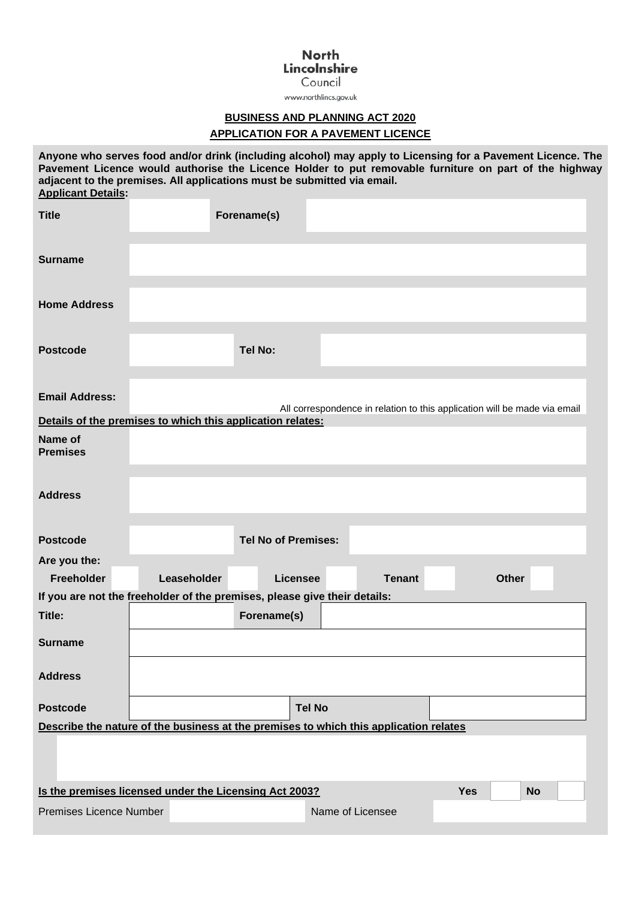North Lincolnshire Council
www.northlincs.gov.uk

## BUSINESS AND PLANNING ACT 2020

## APPLICATION FOR A PAVEMENT LICENCE

**Anyone who serves food and/or drink (including alcohol) may apply to Licensing for a Pavement Licence. The Pavement Licence would authorise the Licence Holder to put removable furniture on part of the highway adjacent to the premises. All applications must be submitted via email.**

**Applicant Details:**

| | | | |
|---|---|---|---|
| **Title** | | **Forename(s)** | |
| **Surname** | | | |
| **Home Address** | | | |
| **Postcode** | | **Tel No:** | |
| **Email Address:** | | | |

All correspondence in relation to this application will be made via email

**Details of the premises to which this application relates:**

| | | | |
|---|---|---|---|
| **Name of Premises** | | | |
| **Address** | | | |
| **Postcode** | | **Tel No of Premises:** | |

**Are you the:**

| **Freeholder** | | **Leaseholder** | | **Licensee** | | **Tenant** | | **Other** | |
|---|---|---|---|---|---|---|---|---|---|

**If you are not the freeholder of the premises, please give their details:**

| | | | |
|---|---|---|---|
| **Title:** | | **Forename(s)** | |
| **Surname** | | | |
| **Address** | | | |
| **Postcode** | | **Tel No** | |

**Describe the nature of the business at the premises to which this application relates**

| |
|---|
| |

**Is the premises licensed under the Licensing Act 2003?** **Yes** ☐ **No** ☐

| | | | |
|---|---|---|---|
| Premises Licence Number | | Name of Licensee | |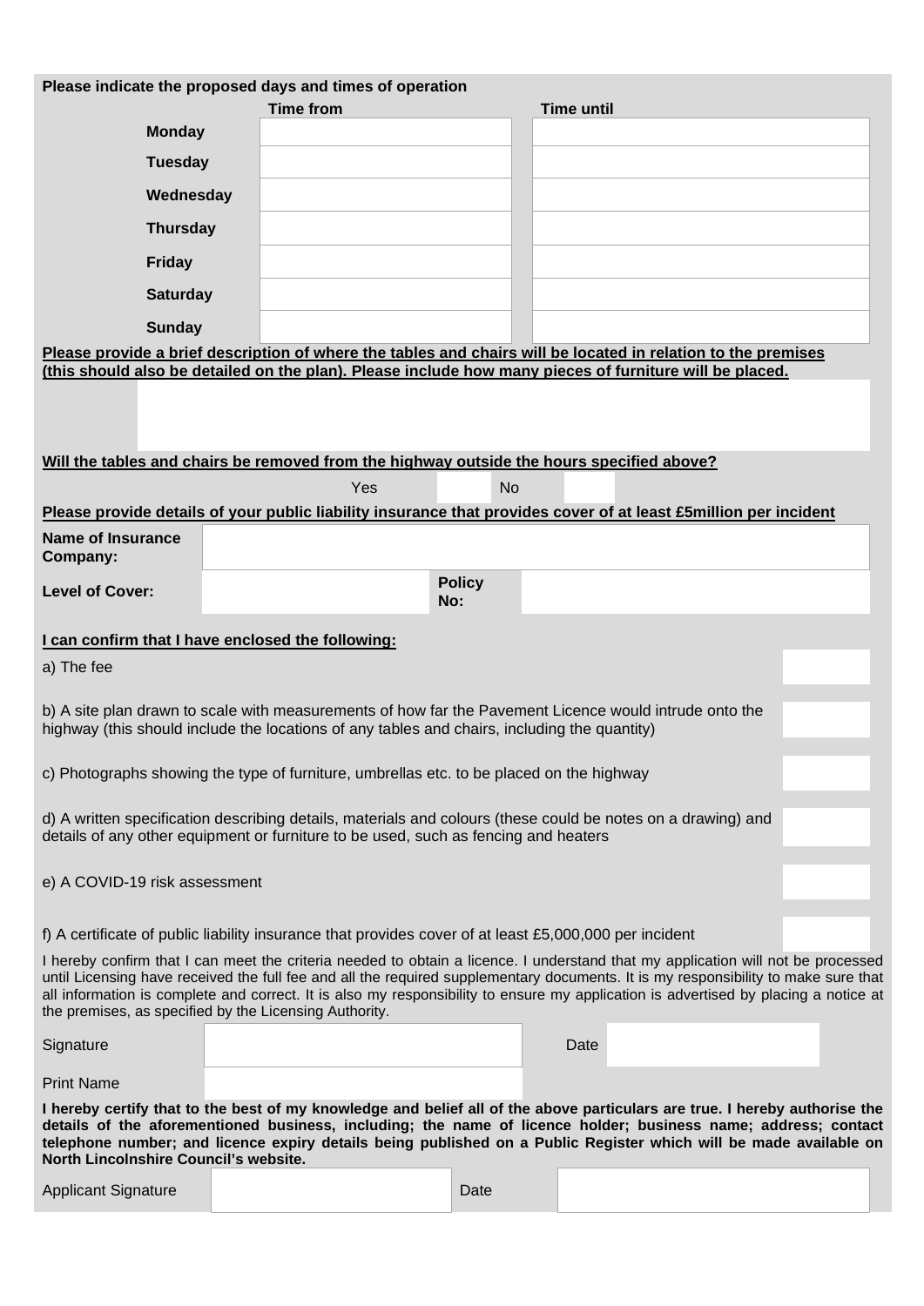**Please indicate the proposed days and times of operation**

| | Time from | Time until |
|---|---|---|
| **Monday** | | |
| **Tuesday** | | |
| **Wednesday** | | |
| **Thursday** | | |
| **Friday** | | |
| **Saturday** | | |
| **Sunday** | | |

**Please provide a brief description of where the tables and chairs will be located in relation to the premises (this should also be detailed on the plan). Please include how many pieces of furniture will be placed.**

**Will the tables and chairs be removed from the highway outside the hours specified above?**

Yes &nbsp;&nbsp; No

**Please provide details of your public liability insurance that provides cover of at least £5million per incident**

| | | | |
|---|---|---|---|
| **Name of Insurance Company:** | | | |
| **Level of Cover:** | | **Policy No:** | |

**I can confirm that I have enclosed the following:**

a) The fee

b) A site plan drawn to scale with measurements of how far the Pavement Licence would intrude onto the highway (this should include the locations of any tables and chairs, including the quantity)

c) Photographs showing the type of furniture, umbrellas etc. to be placed on the highway

d) A written specification describing details, materials and colours (these could be notes on a drawing) and details of any other equipment or furniture to be used, such as fencing and heaters

e) A COVID-19 risk assessment

f) A certificate of public liability insurance that provides cover of at least £5,000,000 per incident

I hereby confirm that I can meet the criteria needed to obtain a licence. I understand that my application will not be processed until Licensing have received the full fee and all the required supplementary documents. It is my responsibility to make sure that all information is complete and correct. It is also my responsibility to ensure my application is advertised by placing a notice at the premises, as specified by the Licensing Authority.

| | | | |
|---|---|---|---|
| Signature | | Date | |
| Print Name | | | |

**I hereby certify that to the best of my knowledge and belief all of the above particulars are true. I hereby authorise the details of the aforementioned business, including; the name of licence holder; business name; address; contact telephone number; and licence expiry details being published on a Public Register which will be made available on North Lincolnshire Council's website.**

| | | | |
|---|---|---|---|
| Applicant Signature | | Date | |